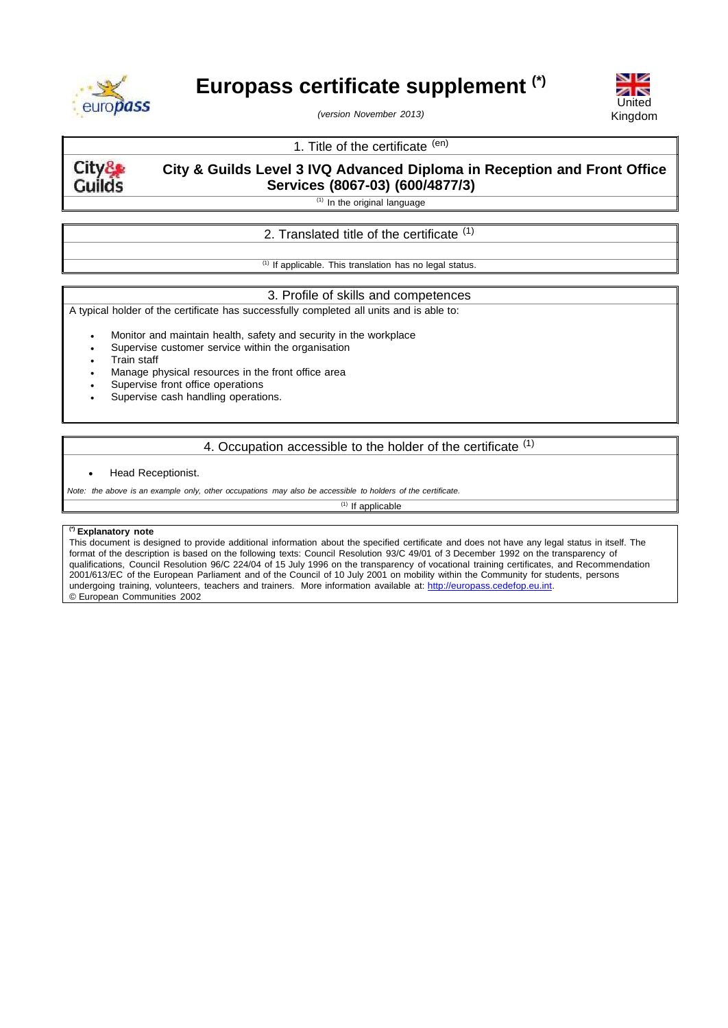# Europass certificate supplement [(*)]

*(version November 2013)*

United Kingdom

## 1. Title of the certificate [(en)]

**City & Guilds Level 3 IVQ Advanced Diploma in Reception and Front Office Services (8067-03) (600/4877/3)**

[(1)] In the original language

## 2. Translated title of the certificate [(1)]

[(1)] If applicable. This translation has no legal status.

## 3. Profile of skills and competences

A typical holder of the certificate has successfully completed all units and is able to:

- Monitor and maintain health, safety and security in the workplace
- Supervise customer service within the organisation
- Train staff
- Manage physical resources in the front office area
- Supervise front office operations
- Supervise cash handling operations.

## 4. Occupation accessible to the holder of the certificate [(1)]

- Head Receptionist.

*Note: the above is an example only, other occupations may also be accessible to holders of the certificate.*

[(1)] If applicable

**[(*)] Explanatory note**

This document is designed to provide additional information about the specified certificate and does not have any legal status in itself. The format of the description is based on the following texts: Council Resolution 93/C 49/01 of 3 December 1992 on the transparency of qualifications, Council Resolution 96/C 224/04 of 15 July 1996 on the transparency of vocational training certificates, and Recommendation 2001/613/EC of the European Parliament and of the Council of 10 July 2001 on mobility within the Community for students, persons undergoing training, volunteers, teachers and trainers. More information available at: http://europass.cedefop.eu.int.

© European Communities 2002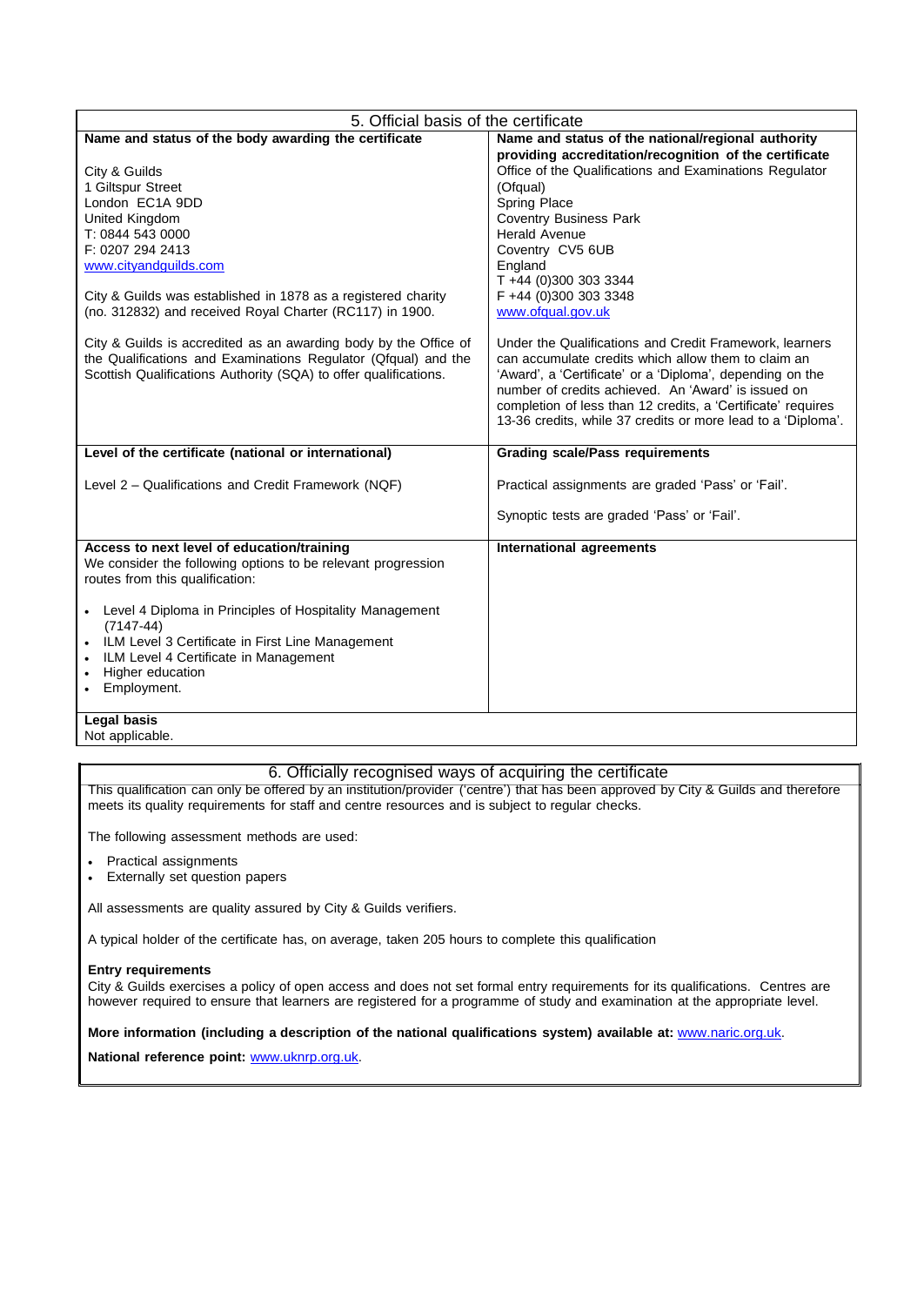## 5. Official basis of the certificate

| Name and status of the body awarding the certificate | Name and status of the national/regional authority providing accreditation/recognition of the certificate |
|---|---|
| City & Guilds<br>1 Giltspur Street<br>London EC1A 9DD<br>United Kingdom<br>T: 0844 543 0000<br>F: 0207 294 2413<br>www.cityandguilds.com<br><br>City & Guilds was established in 1878 as a registered charity (no. 312832) and received Royal Charter (RC117) in 1900.<br><br>City & Guilds is accredited as an awarding body by the Office of the Qualifications and Examinations Regulator (Qfqual) and the Scottish Qualifications Authority (SQA) to offer qualifications. | Office of the Qualifications and Examinations Regulator (Ofqual)<br>Spring Place<br>Coventry Business Park<br>Herald Avenue<br>Coventry CV5 6UB<br>England<br>T +44 (0)300 303 3344<br>F +44 (0)300 303 3348<br>www.ofqual.gov.uk<br><br>Under the Qualifications and Credit Framework, learners can accumulate credits which allow them to claim an 'Award', a 'Certificate' or a 'Diploma', depending on the number of credits achieved. An 'Award' is issued on completion of less than 12 credits, a 'Certificate' requires 13-36 credits, while 37 credits or more lead to a 'Diploma'. |
| **Level of the certificate (national or international)** | **Grading scale/Pass requirements** |
| Level 2 – Qualifications and Credit Framework (NQF) | Practical assignments are graded 'Pass' or 'Fail'.<br><br>Synoptic tests are graded 'Pass' or 'Fail'. |
| **Access to next level of education/training**<br>We consider the following options to be relevant progression routes from this qualification:<br><br>• Level 4 Diploma in Principles of Hospitality Management (7147-44)<br>• ILM Level 3 Certificate in First Line Management<br>• ILM Level 4 Certificate in Management<br>• Higher education<br>• Employment. | **International agreements** |
| **Legal basis**<br>Not applicable. | |

## 6. Officially recognised ways of acquiring the certificate

This qualification can only be offered by an institution/provider ('centre') that has been approved by City & Guilds and therefore meets its quality requirements for staff and centre resources and is subject to regular checks.

The following assessment methods are used:

- Practical assignments
- Externally set question papers

All assessments are quality assured by City & Guilds verifiers.

A typical holder of the certificate has, on average, taken 205 hours to complete this qualification

**Entry requirements**

City & Guilds exercises a policy of open access and does not set formal entry requirements for its qualifications. Centres are however required to ensure that learners are registered for a programme of study and examination at the appropriate level.

**More information (including a description of the national qualifications system) available at:** www.naric.org.uk.

**National reference point:** www.uknrp.org.uk.